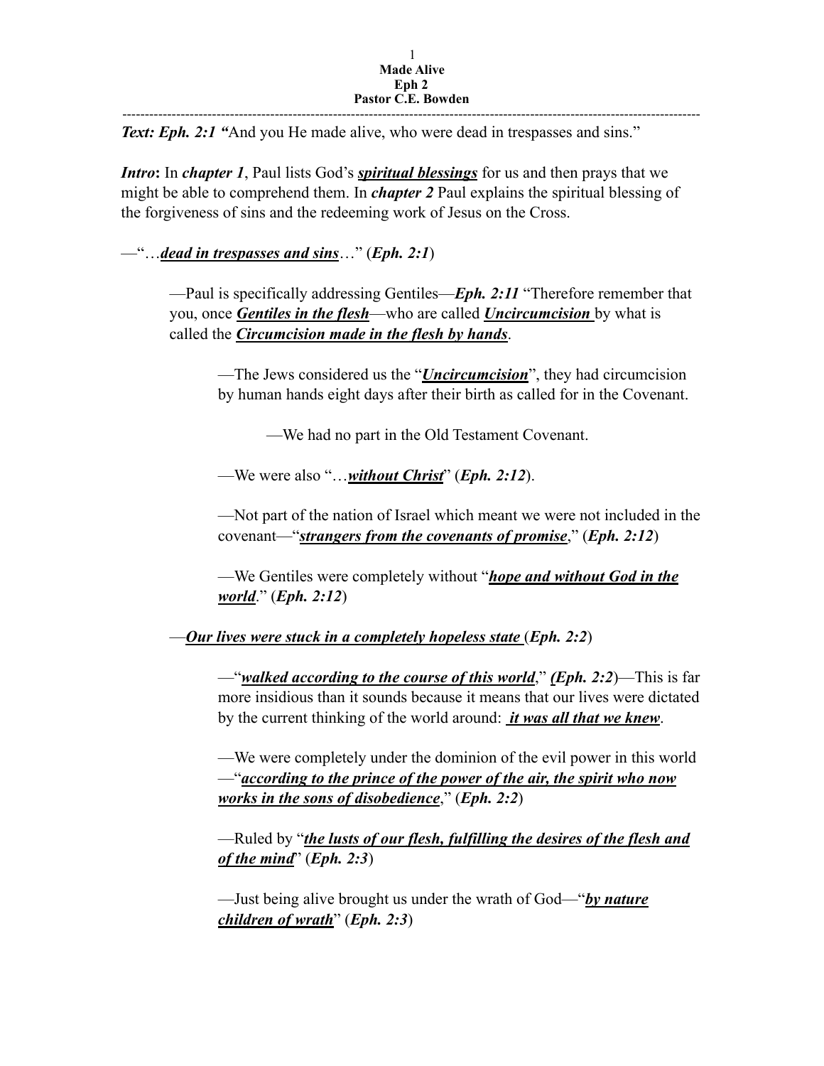**Made Alive**
**Eph 2**
**Pastor C.E. Bowden**

---

***Text: Eph. 2:1*** ***"***And you He made alive, who were dead in trespasses and sins."

***Intro*****:** In ***chapter 1***, Paul lists God's ***<u>spiritual blessings</u>*** for us and then prays that we might be able to comprehend them. In ***chapter 2*** Paul explains the spiritual blessing of the forgiveness of sins and the redeeming work of Jesus on the Cross.

—"…***<u>dead in trespasses and sins</u>***…" (***Eph. 2:1***)

> —Paul is specifically addressing Gentiles—***Eph. 2:11*** "Therefore remember that you, once ***<u>Gentiles in the flesh</u>***—who are called ***<u>Uncircumcision</u>*** by what is called the ***<u>Circumcision made in the flesh by hands</u>***.
>
> > —The Jews considered us the "***<u>Uncircumcision</u>***", they had circumcision by human hands eight days after their birth as called for in the Covenant.
> >
> > > —We had no part in the Old Testament Covenant.
> >
> > —We were also "…***<u>without Christ</u>***" (***Eph. 2:12***).
> >
> > —Not part of the nation of Israel which meant we were not included in the covenant—"***<u>strangers from the covenants of promise</u>***," (***Eph. 2:12***)
> >
> > —We Gentiles were completely without "***<u>hope and without God in the world</u>***." (***Eph. 2:12***)
>
> —***<u>Our lives were stuck in a completely hopeless state</u>*** (***Eph. 2:2***)
>
> > —"***<u>walked according to the course of this world</u>***," ***(Eph. 2:2***)—This is far more insidious than it sounds because it means that our lives were dictated by the current thinking of the world around: ***<u>it was all that we knew</u>***.
> >
> > —We were completely under the dominion of the evil power in this world —"***<u>according to the prince of the power of the air, the spirit who now works in the sons of disobedience</u>***," (***Eph. 2:2***)
> >
> > —Ruled by "***<u>the lusts of our flesh, fulfilling the desires of the flesh and of the mind</u>***" (***Eph. 2:3***)
> >
> > —Just being alive brought us under the wrath of God—"***<u>by nature children of wrath</u>***" (***Eph. 2:3***)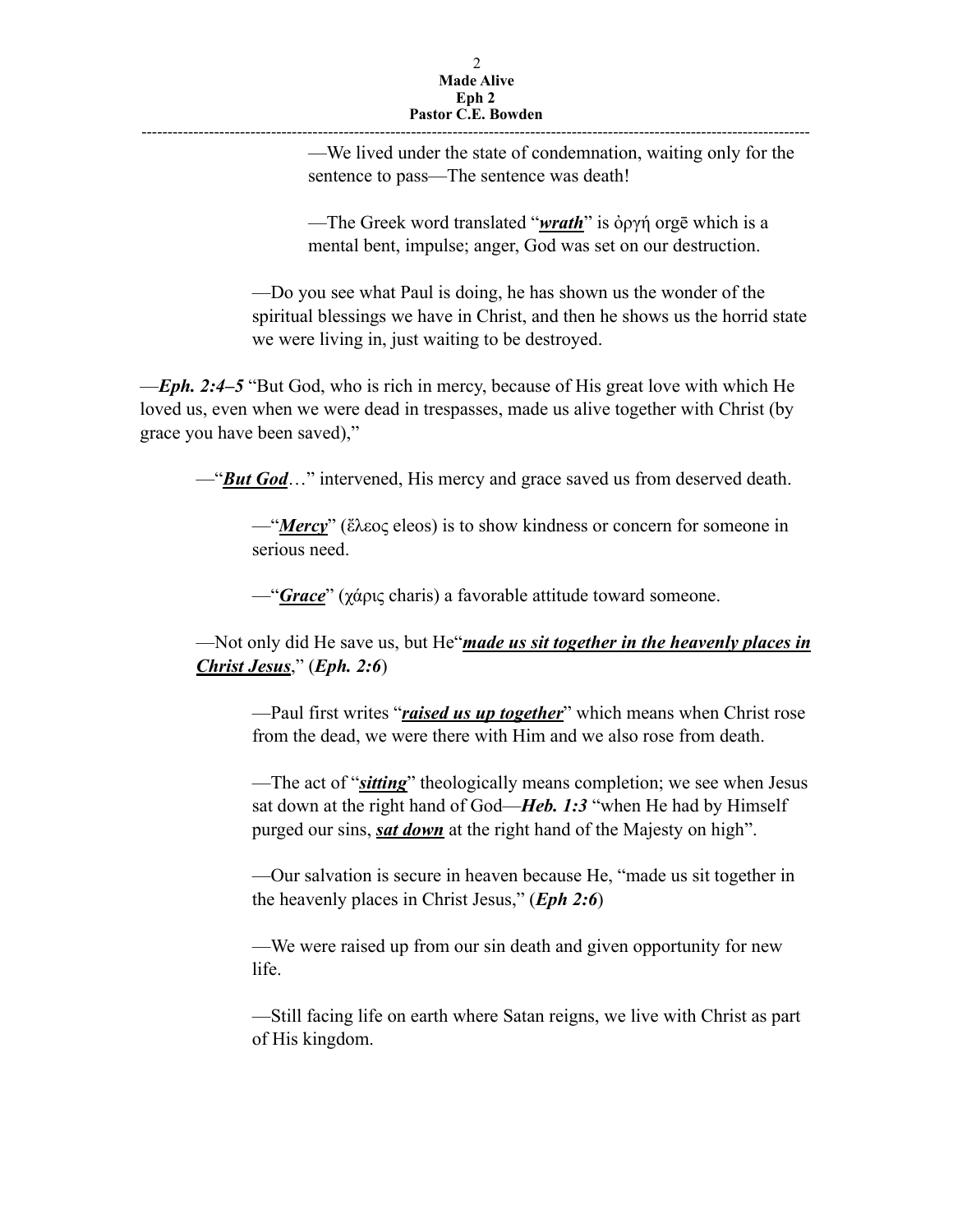—We lived under the state of condemnation, waiting only for the sentence to pass—The sentence was death!

—The Greek word translated "***wrath***" is ὀργή orgē which is a mental bent, impulse; anger, God was set on our destruction.

—Do you see what Paul is doing, he has shown us the wonder of the spiritual blessings we have in Christ, and then he shows us the horrid state we were living in, just waiting to be destroyed.

—***Eph. 2:4–5*** "But God, who is rich in mercy, because of His great love with which He loved us, even when we were dead in trespasses, made us alive together with Christ (by grace you have been saved),"

—"***But God***…" intervened, His mercy and grace saved us from deserved death.

—"***Mercy***" (ἔλεος eleos) is to show kindness or concern for someone in serious need.

—"***Grace***" (χάρις charis) a favorable attitude toward someone.

—Not only did He save us, but He"***made us sit together in the heavenly places in Christ Jesus***," (***Eph. 2:6***)

—Paul first writes "***raised us up together***" which means when Christ rose from the dead, we were there with Him and we also rose from death.

—The act of "***sitting***" theologically means completion; we see when Jesus sat down at the right hand of God—***Heb. 1:3*** "when He had by Himself purged our sins, ***sat down*** at the right hand of the Majesty on high".

—Our salvation is secure in heaven because He, "made us sit together in the heavenly places in Christ Jesus," (***Eph 2:6***)

—We were raised up from our sin death and given opportunity for new life.

—Still facing life on earth where Satan reigns, we live with Christ as part of His kingdom.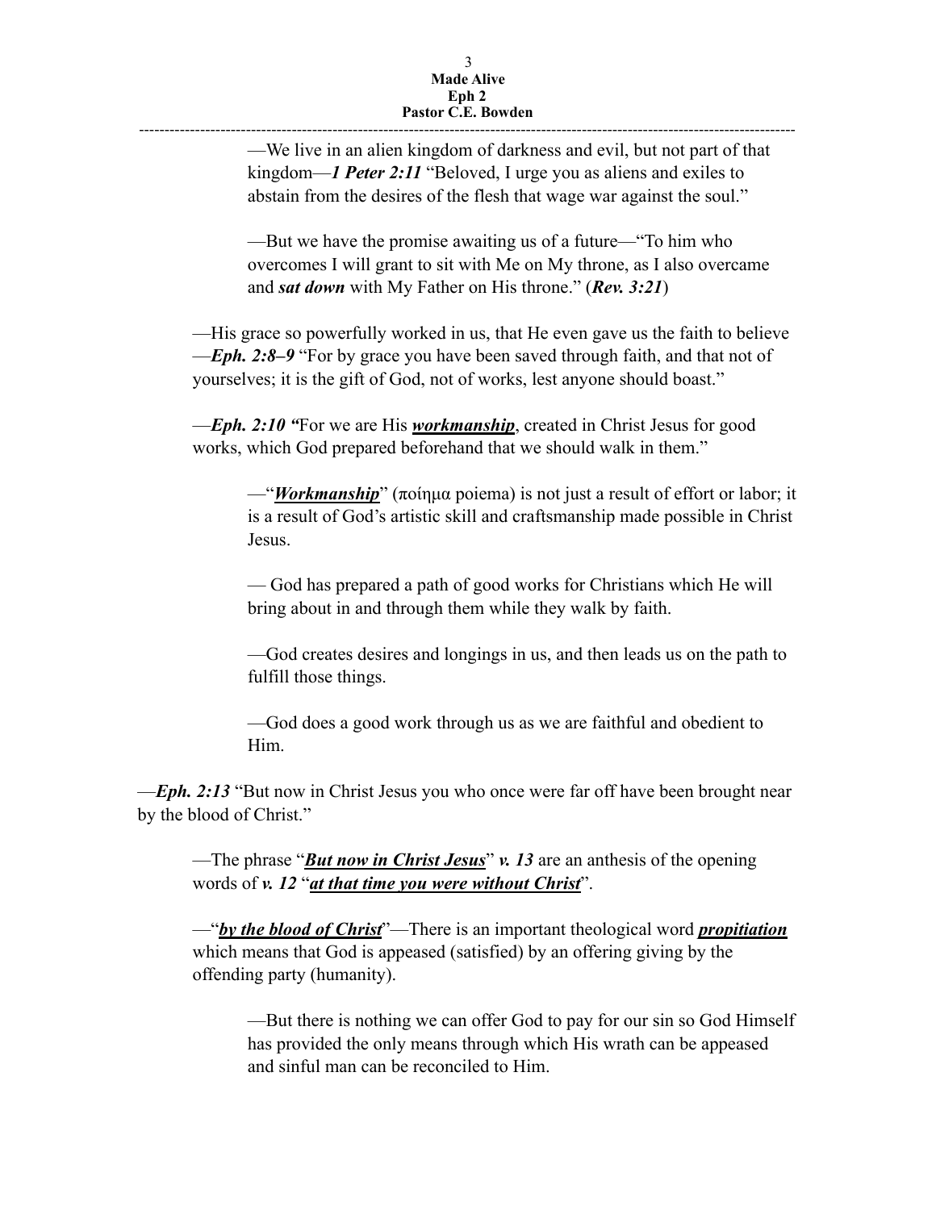—We live in an alien kingdom of darkness and evil, but not part of that kingdom—***1 Peter 2:11*** “Beloved, I urge you as aliens and exiles to abstain from the desires of the flesh that wage war against the soul.”

—But we have the promise awaiting us of a future—“To him who overcomes I will grant to sit with Me on My throne, as I also overcame and ***sat down*** with My Father on His throne.” (***Rev. 3:21***)

—His grace so powerfully worked in us, that He even gave us the faith to believe —***Eph. 2:8–9*** “For by grace you have been saved through faith, and that not of yourselves; it is the gift of God, not of works, lest anyone should boast.”

—***Eph. 2:10 “***For we are His ***<u>workmanship</u>***, created in Christ Jesus for good works, which God prepared beforehand that we should walk in them.”

—“***<u>Workmanship</u>***” (ποίημα poiema) is not just a result of effort or labor; it is a result of God’s artistic skill and craftsmanship made possible in Christ Jesus.

— God has prepared a path of good works for Christians which He will bring about in and through them while they walk by faith.

—God creates desires and longings in us, and then leads us on the path to fulfill those things.

—God does a good work through us as we are faithful and obedient to Him.

—***Eph. 2:13*** “But now in Christ Jesus you who once were far off have been brought near by the blood of Christ.”

—The phrase “***<u>But now in Christ Jesus</u>***” ***v. 13*** are an anthesis of the opening words of ***v. 12*** “***<u>at that time you were without Christ</u>***”.

—“***<u>by the blood of Christ</u>***”—There is an important theological word ***<u>propitiation</u>*** which means that God is appeased (satisfied) by an offering giving by the offending party (humanity).

—But there is nothing we can offer God to pay for our sin so God Himself has provided the only means through which His wrath can be appeased and sinful man can be reconciled to Him.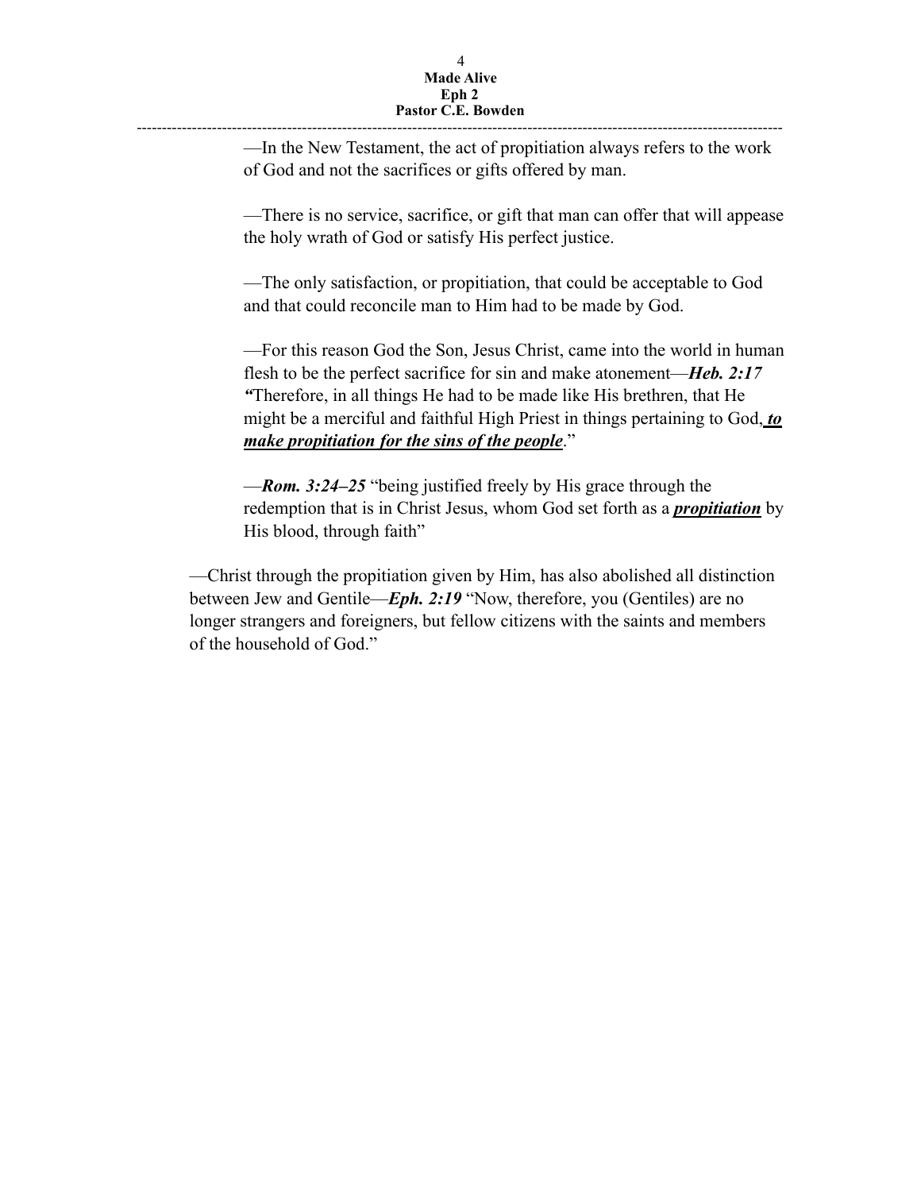—In the New Testament, the act of propitiation always refers to the work of God and not the sacrifices or gifts offered by man.

—There is no service, sacrifice, or gift that man can offer that will appease the holy wrath of God or satisfy His perfect justice.

—The only satisfaction, or propitiation, that could be acceptable to God and that could reconcile man to Him had to be made by God.

—For this reason God the Son, Jesus Christ, came into the world in human flesh to be the perfect sacrifice for sin and make atonement—***Heb. 2:17*** "Therefore, in all things He had to be made like His brethren, that He might be a merciful and faithful High Priest in things pertaining to God, ***<u>to make propitiation for the sins of the people</u>***."

—***Rom. 3:24–25*** "being justified freely by His grace through the redemption that is in Christ Jesus, whom God set forth as a ***<u>propitiation</u>*** by His blood, through faith"

—Christ through the propitiation given by Him, has also abolished all distinction between Jew and Gentile—***Eph. 2:19*** "Now, therefore, you (Gentiles) are no longer strangers and foreigners, but fellow citizens with the saints and members of the household of God."